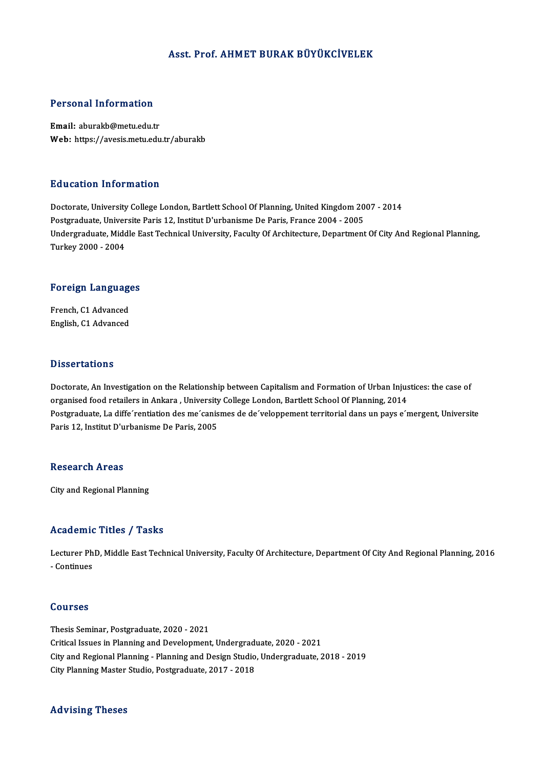# Asst. Prof. AHMET BURAK BÜYÜKCİVELEK

## Personal Information

**Email:** aburakb@metu.edu.tr
**Web:** https://avesis.metu.edu.tr/aburakb

## Education Information

Doctorate, University College London, Bartlett School Of Planning, United Kingdom 2007 - 2014
Postgraduate, Universite Paris 12, Institut D'urbanisme De Paris, France 2004 - 2005
Undergraduate, Middle East Technical University, Faculty Of Architecture, Department Of City And Regional Planning, Turkey 2000 - 2004

## Foreign Languages

French, C1 Advanced
English, C1 Advanced

## Dissertations

Doctorate, An Investigation on the Relationship between Capitalism and Formation of Urban Injustices: the case of organised food retailers in Ankara , University College London, Bartlett School Of Planning, 2014
Postgraduate, La diffe´rentiation des me´canismes de de´veloppement territorial dans un pays e´mergent, Universite Paris 12, Institut D'urbanisme De Paris, 2005

## Research Areas

City and Regional Planning

## Academic Titles / Tasks

Lecturer PhD, Middle East Technical University, Faculty Of Architecture, Department Of City And Regional Planning, 2016 - Continues

## Courses

Thesis Seminar, Postgraduate, 2020 - 2021
Critical Issues in Planning and Development, Undergraduate, 2020 - 2021
City and Regional Planning - Planning and Design Studio, Undergraduate, 2018 - 2019
City Planning Master Studio, Postgraduate, 2017 - 2018

## Advising Theses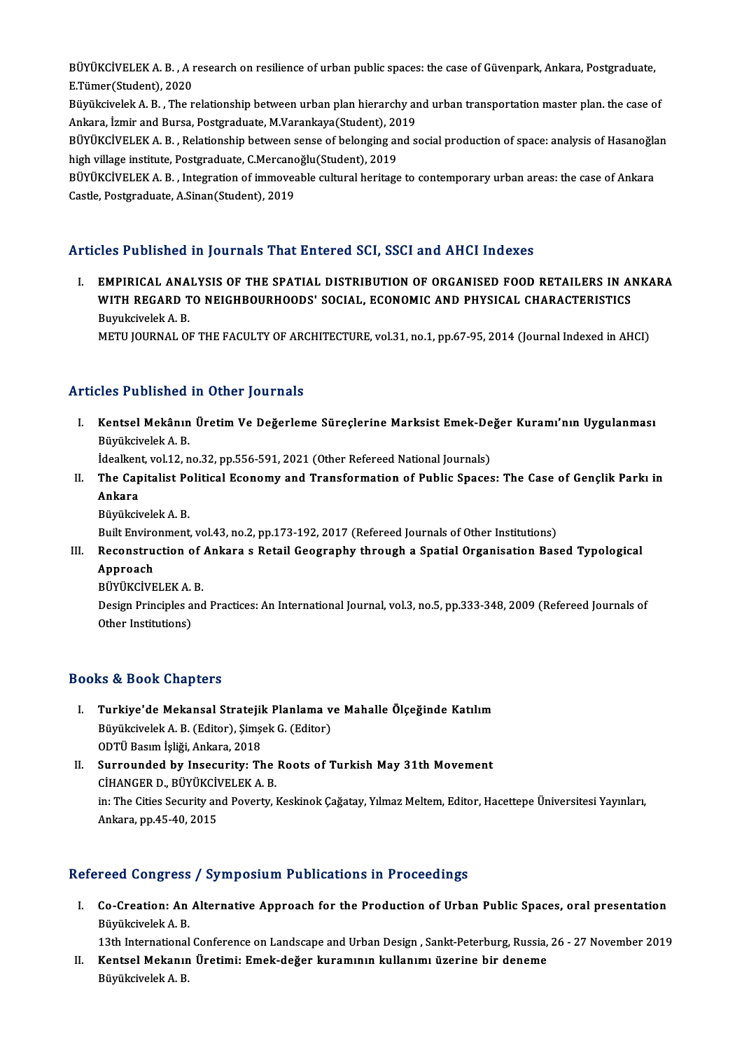BÜYÜKCİVELEK A. B. , A research on resilience of urban public spaces: the case of Güvenpark, Ankara, Postgraduate, E.Tümer(Student), 2020

Büyükcivelek A. B. , The relationship between urban plan hierarchy and urban transportation master plan. the case of Ankara, İzmir and Bursa, Postgraduate, M.Varankaya(Student), 2019

BÜYÜKCİVELEK A. B. , Relationship between sense of belonging and social production of space: analysis of Hasanoğlan high village institute, Postgraduate, C.Mercanoğlu(Student), 2019

BÜYÜKCİVELEK A. B. , Integration of immoveable cultural heritage to contemporary urban areas: the case of Ankara Castle, Postgraduate, A.Sinan(Student), 2019

## Articles Published in Journals That Entered SCI, SSCI and AHCI Indexes

I. **EMPIRICAL ANALYSIS OF THE SPATIAL DISTRIBUTION OF ORGANISED FOOD RETAILERS IN ANKARA WITH REGARD TO NEIGHBOURHOODS' SOCIAL, ECONOMIC AND PHYSICAL CHARACTERISTICS**
   Buyukcivelek A. B.
   METU JOURNAL OF THE FACULTY OF ARCHITECTURE, vol.31, no.1, pp.67-95, 2014 (Journal Indexed in AHCI)

## Articles Published in Other Journals

I. **Kentsel Mekânın Üretim Ve Değerleme Süreçlerine Marksist Emek-Değer Kuramı'nın Uygulanması**
   Büyükcivelek A. B.
   İdealkent, vol.12, no.32, pp.556-591, 2021 (Other Refereed National Journals)
II. **The Capitalist Political Economy and Transformation of Public Spaces: The Case of Gençlik Parkı in Ankara**
   Büyükcivelek A. B.
   Built Environment, vol.43, no.2, pp.173-192, 2017 (Refereed Journals of Other Institutions)
III. **Reconstruction of Ankara s Retail Geography through a Spatial Organisation Based Typological Approach**
   BÜYÜKCİVELEK A. B.
   Design Principles and Practices: An International Journal, vol.3, no.5, pp.333-348, 2009 (Refereed Journals of Other Institutions)

## Books & Book Chapters

I. **Turkiye'de Mekansal Stratejik Planlama ve Mahalle Ölçeğinde Katılım**
   Büyükcivelek A. B. (Editor), Şimşek G. (Editor)
   ODTÜ Basım İşliği, Ankara, 2018
II. **Surrounded by Insecurity: The Roots of Turkish May 31th Movement**
   CİHANGER D., BÜYÜKCİVELEK A. B.
   in: The Cities Security and Poverty, Keskinok Çağatay, Yılmaz Meltem, Editor, Hacettepe Üniversitesi Yayınları, Ankara, pp.45-40, 2015

## Refereed Congress / Symposium Publications in Proceedings

I. **Co-Creation: An Alternative Approach for the Production of Urban Public Spaces, oral presentation**
   Büyükcivelek A. B.
   13th International Conference on Landscape and Urban Design , Sankt-Peterburg, Russia, 26 - 27 November 2019
II. **Kentsel Mekanın Üretimi: Emek-değer kuramının kullanımı üzerine bir deneme**
   Büyükcivelek A. B.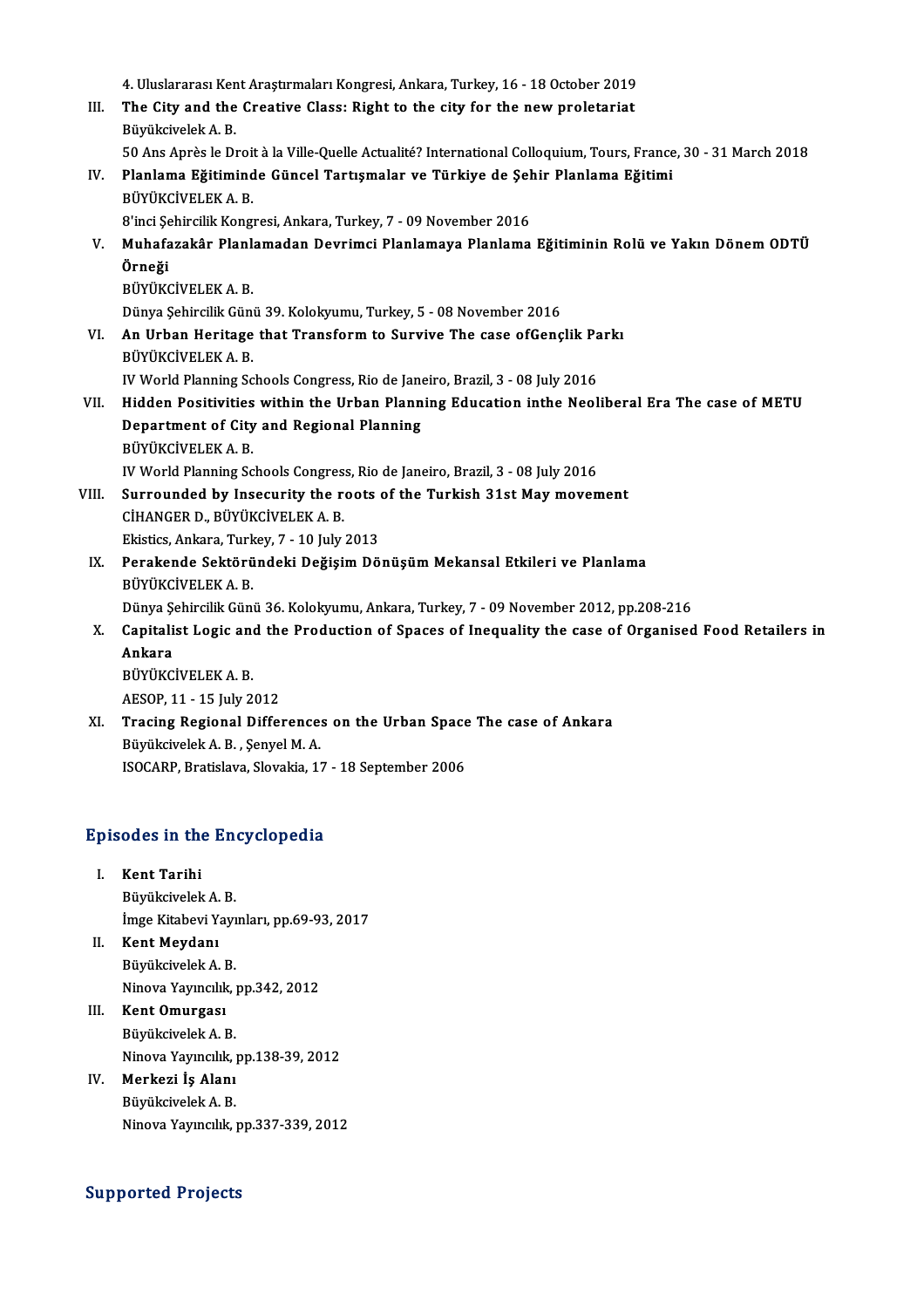4. Uluslararası Kent Araştırmaları Kongresi, Ankara, Turkey, 16 - 18 October 2019

III. **The City and the Creative Class: Right to the city for the new proletariat**
Büyükcivelek A. B.
50 Ans Après le Droit à la Ville-Quelle Actualité? International Colloquium, Tours, France, 30 - 31 March 2018

IV. **Planlama Eğitiminde Güncel Tartışmalar ve Türkiye de Şehir Planlama Eğitimi**
BÜYÜKCİVELEK A. B.
8'inci Şehircilik Kongresi, Ankara, Turkey, 7 - 09 November 2016

V. **Muhafazakâr Planlamadan Devrimci Planlamaya Planlama Eğitiminin Rolü ve Yakın Dönem ODTÜ Örneği**
BÜYÜKCİVELEK A. B.
Dünya Şehircilik Günü 39. Kolokyumu, Turkey, 5 - 08 November 2016

VI. **An Urban Heritage that Transform to Survive The case ofGençlik Parkı**
BÜYÜKCİVELEK A. B.
IV World Planning Schools Congress, Rio de Janeiro, Brazil, 3 - 08 July 2016

VII. **Hidden Positivities within the Urban Planning Education inthe Neoliberal Era The case of METU Department of City and Regional Planning**
BÜYÜKCİVELEK A. B.
IV World Planning Schools Congress, Rio de Janeiro, Brazil, 3 - 08 July 2016

VIII. **Surrounded by Insecurity the roots of the Turkish 31st May movement**
CİHANGER D., BÜYÜKCİVELEK A. B.
Ekistics, Ankara, Turkey, 7 - 10 July 2013

IX. **Perakende Sektöründeki Değişim Dönüşüm Mekansal Etkileri ve Planlama**
BÜYÜKCİVELEK A. B.
Dünya Şehircilik Günü 36. Kolokyumu, Ankara, Turkey, 7 - 09 November 2012, pp.208-216

X. **Capitalist Logic and the Production of Spaces of Inequality the case of Organised Food Retailers in Ankara**
BÜYÜKCİVELEK A. B.
AESOP, 11 - 15 July 2012

XI. **Tracing Regional Differences on the Urban Space The case of Ankara**
Büyükcivelek A. B. , Şenyel M. A.
ISOCARP, Bratislava, Slovakia, 17 - 18 September 2006

## Episodes in the Encyclopedia

I. **Kent Tarihi**
Büyükcivelek A. B.
İmge Kitabevi Yayınları, pp.69-93, 2017

II. **Kent Meydanı**
Büyükcivelek A. B.
Ninova Yayıncılık, pp.342, 2012

III. **Kent Omurgası**
Büyükcivelek A. B.
Ninova Yayıncılık, pp.138-39, 2012

IV. **Merkezi İş Alanı**
Büyükcivelek A. B.
Ninova Yayıncılık, pp.337-339, 2012

## Supported Projects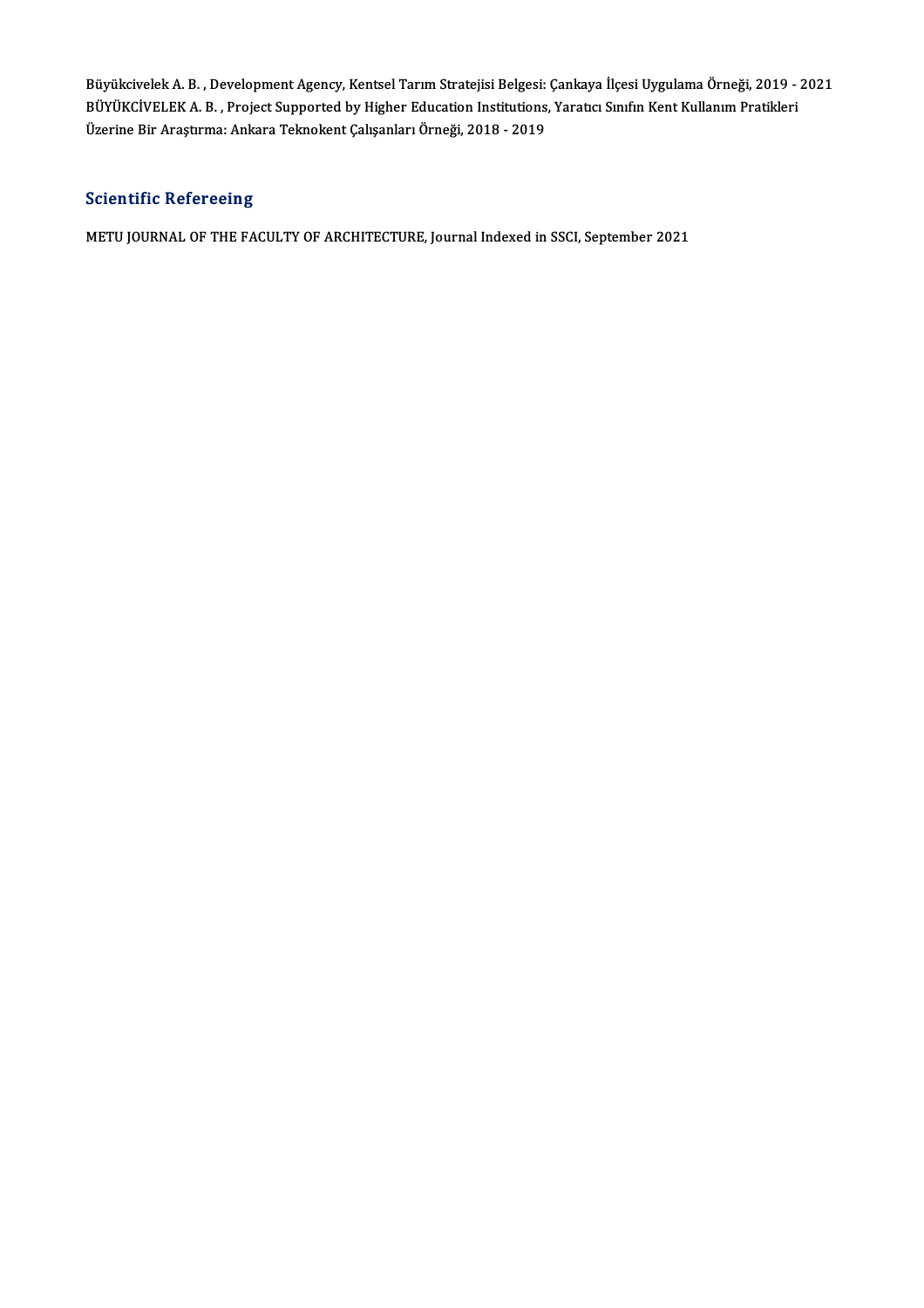Büyükcivelek A. B. , Development Agency, Kentsel Tarım Stratejisi Belgesi: Çankaya İlçesi Uygulama Örneği, 2019 - 2021

BÜYÜKCİVELEK A. B. , Project Supported by Higher Education Institutions, Yaratıcı Sınıfın Kent Kullanım Pratikleri Üzerine Bir Araştırma: Ankara Teknokent Çalışanları Örneği, 2018 - 2019

## Scientific Refereeing

METU JOURNAL OF THE FACULTY OF ARCHITECTURE, Journal Indexed in SSCI, September 2021